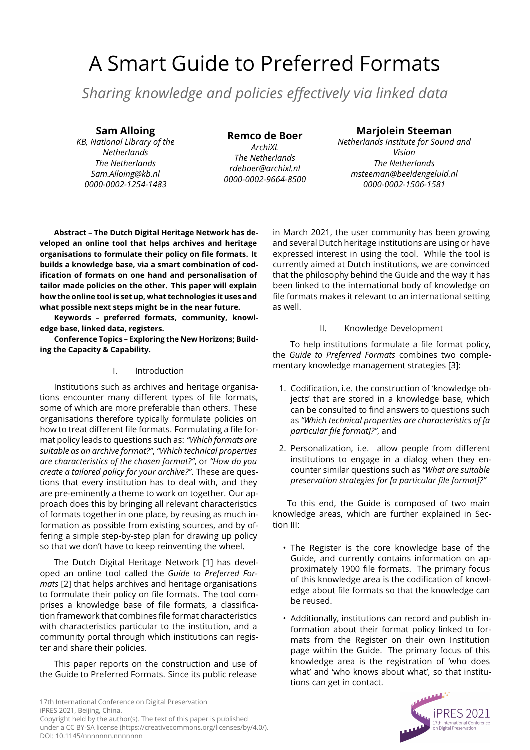# A Smart Guide to Preferred Formats

*Sharing knowledge and policies effectively via linked data*

**Sam Alloing**
*KB, National Library of the Netherlands*
*The Netherlands*
*Sam.Alloing@kb.nl*
*0000-0002-1254-1483*

**Remco de Boer**
*ArchiXL*
*The Netherlands*
*rdeboer@archixl.nl*
*0000-0002-9664-8500*

**Marjolein Steeman**
*Netherlands Institute for Sound and Vision*
*The Netherlands*
*msteeman@beeldengeluid.nl*
*0000-0002-1506-1581*

**Abstract – The Dutch Digital Heritage Network has developed an online tool that helps archives and heritage organisations to formulate their policy on file formats. It builds a knowledge base, via a smart combination of codification of formats on one hand and personalisation of tailor made policies on the other. This paper will explain how the online tool is set up, what technologies it uses and what possible next steps might be in the near future.**

**Keywords – preferred formats, community, knowledge base, linked data, registers.**

**Conference Topics – Exploring the New Horizons; Building the Capacity & Capability.**

## I. Introduction

Institutions such as archives and heritage organisations encounter many different types of file formats, some of which are more preferable than others. These organisations therefore typically formulate policies on how to treat different file formats. Formulating a file format policy leads to questions such as: *"Which formats are suitable as an archive format?"*, *"Which technical properties are characteristics of the chosen format?"*, or *"How do you create a tailored policy for your archive?"*. These are questions that every institution has to deal with, and they are pre-eminently a theme to work on together. Our approach does this by bringing all relevant characteristics of formats together in one place, by reusing as much information as possible from existing sources, and by offering a simple step-by-step plan for drawing up policy so that we don't have to keep reinventing the wheel.

The Dutch Digital Heritage Network [1] has developed an online tool called the *Guide to Preferred Formats* [2] that helps archives and heritage organisations to formulate their policy on file formats. The tool comprises a knowledge base of file formats, a classification framework that combines file format characteristics with characteristics particular to the institution, and a community portal through which institutions can register and share their policies.

This paper reports on the construction and use of the Guide to Preferred Formats. Since its public release in March 2021, the user community has been growing and several Dutch heritage institutions are using or have expressed interest in using the tool. While the tool is currently aimed at Dutch institutions, we are convinced that the philosophy behind the Guide and the way it has been linked to the international body of knowledge on file formats makes it relevant to an international setting as well.

## II. Knowledge Development

To help institutions formulate a file format policy, the *Guide to Preferred Formats* combines two complementary knowledge management strategies [3]:

1. Codification, i.e. the construction of 'knowledge objects' that are stored in a knowledge base, which can be consulted to find answers to questions such as *"Which technical properties are characteristics of [a particular file format]?"*, and
2. Personalization, i.e. allow people from different institutions to engage in a dialog when they encounter similar questions such as *"What are suitable preservation strategies for [a particular file format]?"*

To this end, the Guide is composed of two main knowledge areas, which are further explained in Section III:

- The Register is the core knowledge base of the Guide, and currently contains information on approximately 1900 file formats. The primary focus of this knowledge area is the codification of knowledge about file formats so that the knowledge can be reused.
- Additionally, institutions can record and publish information about their format policy linked to formats from the Register on their own Institution page within the Guide. The primary focus of this knowledge area is the registration of 'who does what' and 'who knows about what', so that institutions can get in contact.

17th International Conference on Digital Preservation
iPRES 2021, Beijing, China.
Copyright held by the author(s). The text of this paper is published under a CC BY-SA license (https://creativecommons.org/licenses/by/4.0/).
DOI: 10.1145/nnnnnnn.nnnnnnn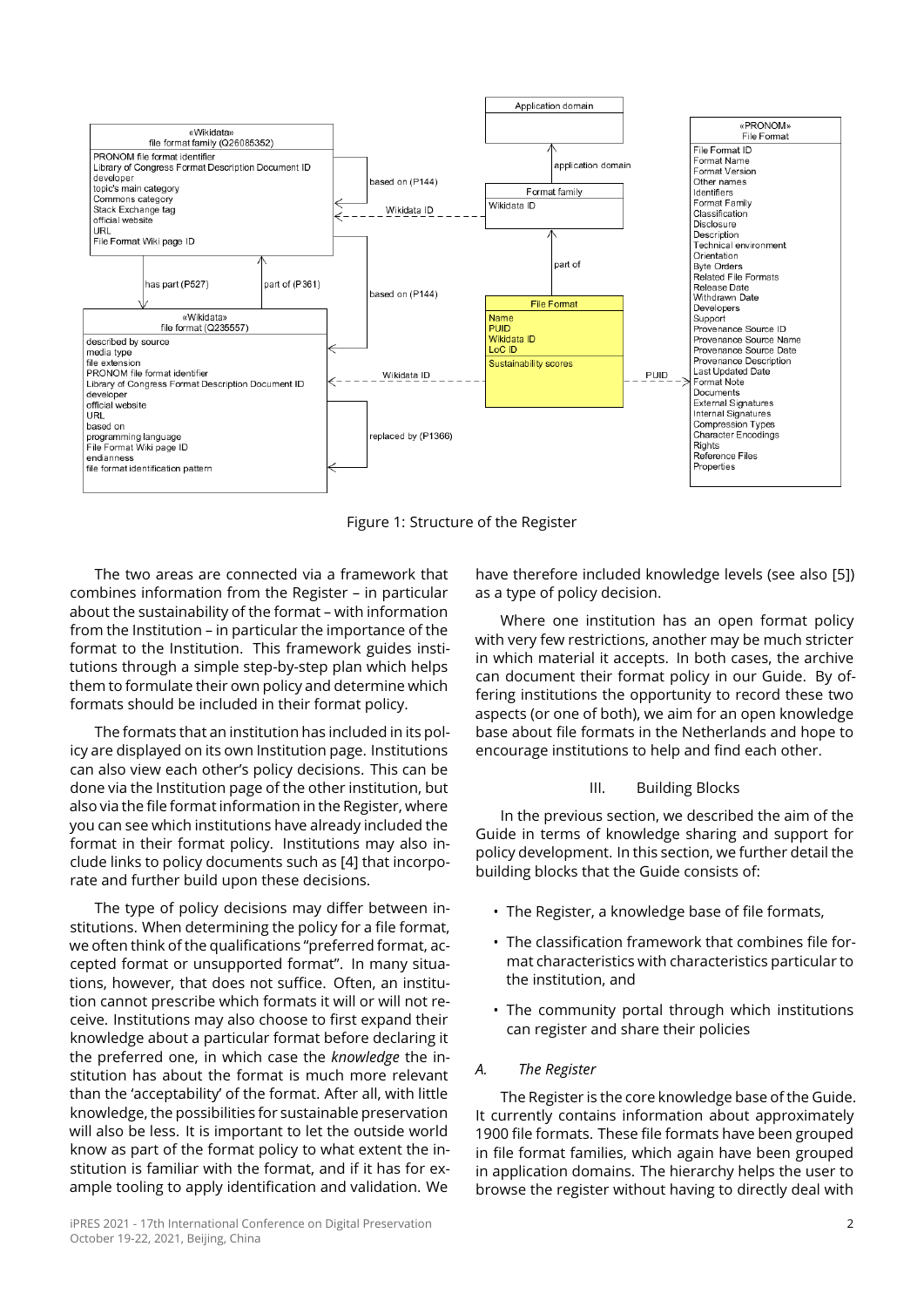Figure 1: Structure of the Register

The two areas are connected via a framework that combines information from the Register – in particular about the sustainability of the format – with information from the Institution – in particular the importance of the format to the Institution. This framework guides institutions through a simple step-by-step plan which helps them to formulate their own policy and determine which formats should be included in their format policy.

The formats that an institution has included in its policy are displayed on its own Institution page. Institutions can also view each other's policy decisions. This can be done via the Institution page of the other institution, but also via the file format information in the Register, where you can see which institutions have already included the format in their format policy. Institutions may also include links to policy documents such as [4] that incorporate and further build upon these decisions.

The type of policy decisions may differ between institutions. When determining the policy for a file format, we often think of the qualifications "preferred format, accepted format or unsupported format". In many situations, however, that does not suffice. Often, an institution cannot prescribe which formats it will or will not receive. Institutions may also choose to first expand their knowledge about a particular format before declaring it the preferred one, in which case the *knowledge* the institution has about the format is much more relevant than the 'acceptability' of the format. After all, with little knowledge, the possibilities for sustainable preservation will also be less. It is important to let the outside world know as part of the format policy to what extent the institution is familiar with the format, and if it has for example tooling to apply identification and validation. We have therefore included knowledge levels (see also [5]) as a type of policy decision.

Where one institution has an open format policy with very few restrictions, another may be much stricter in which material it accepts. In both cases, the archive can document their format policy in our Guide. By offering institutions the opportunity to record these two aspects (or one of both), we aim for an open knowledge base about file formats in the Netherlands and hope to encourage institutions to help and find each other.

## III. Building Blocks

In the previous section, we described the aim of the Guide in terms of knowledge sharing and support for policy development. In this section, we further detail the building blocks that the Guide consists of:

- The Register, a knowledge base of file formats,
- The classification framework that combines file format characteristics with characteristics particular to the institution, and
- The community portal through which institutions can register and share their policies

### *A. The Register*

The Register is the core knowledge base of the Guide. It currently contains information about approximately 1900 file formats. These file formats have been grouped in file format families, which again have been grouped in application domains. The hierarchy helps the user to browse the register without having to directly deal with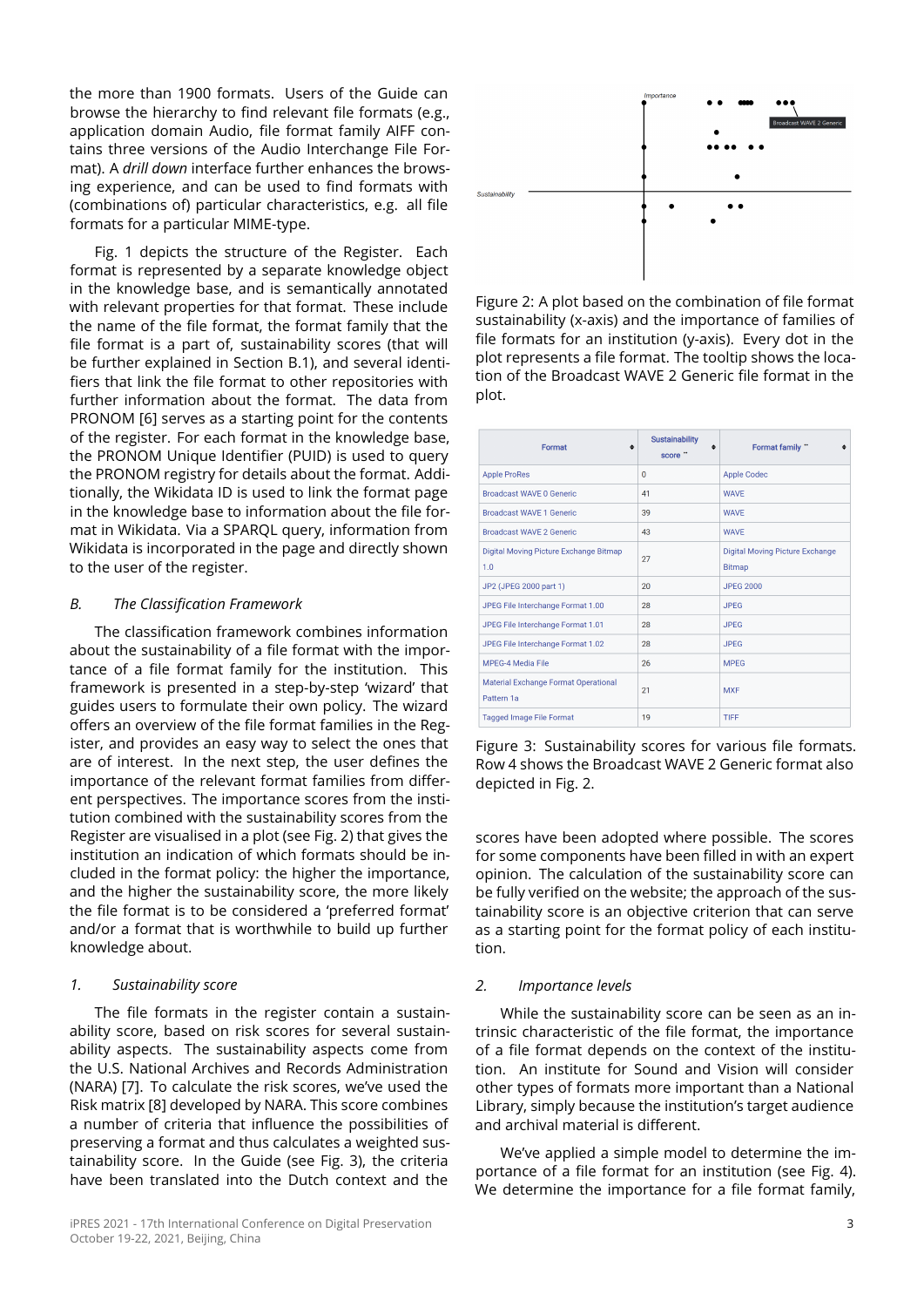the more than 1900 formats. Users of the Guide can browse the hierarchy to find relevant file formats (e.g., application domain Audio, file format family AIFF contains three versions of the Audio Interchange File Format). A *drill down* interface further enhances the browsing experience, and can be used to find formats with (combinations of) particular characteristics, e.g. all file formats for a particular MIME-type.

Fig. 1 depicts the structure of the Register. Each format is represented by a separate knowledge object in the knowledge base, and is semantically annotated with relevant properties for that format. These include the name of the file format, the format family that the file format is a part of, sustainability scores (that will be further explained in Section B.1), and several identifiers that link the file format to other repositories with further information about the format. The data from PRONOM [6] serves as a starting point for the contents of the register. For each format in the knowledge base, the PRONOM Unique Identifier (PUID) is used to query the PRONOM registry for details about the format. Additionally, the Wikidata ID is used to link the format page in the knowledge base to information about the file format in Wikidata. Via a SPARQL query, information from Wikidata is incorporated in the page and directly shown to the user of the register.

### B. The Classification Framework

The classification framework combines information about the sustainability of a file format with the importance of a file format family for the institution. This framework is presented in a step-by-step 'wizard' that guides users to formulate their own policy. The wizard offers an overview of the file format families in the Register, and provides an easy way to select the ones that are of interest. In the next step, the user defines the importance of the relevant format families from different perspectives. The importance scores from the institution combined with the sustainability scores from the Register are visualised in a plot (see Fig. 2) that gives the institution an indication of which formats should be included in the format policy: the higher the importance, and the higher the sustainability score, the more likely the file format is to be considered a 'preferred format' and/or a format that is worthwhile to build up further knowledge about.

#### 1. Sustainability score

The file formats in the register contain a sustainability score, based on risk scores for several sustainability aspects. The sustainability aspects come from the U.S. National Archives and Records Administration (NARA) [7]. To calculate the risk scores, we've used the Risk matrix [8] developed by NARA. This score combines a number of criteria that influence the possibilities of preserving a format and thus calculates a weighted sustainability score. In the Guide (see Fig. 3), the criteria have been translated into the Dutch context and the

Figure 2: A plot based on the combination of file format sustainability (x-axis) and the importance of families of file formats for an institution (y-axis). Every dot in the plot represents a file format. The tooltip shows the location of the Broadcast WAVE 2 Generic file format in the plot.

| Format | Sustainability score | Format family |
|---|---|---|
| Apple ProRes | 0 | Apple Codec |
| Broadcast WAVE 0 Generic | 41 | WAVE |
| Broadcast WAVE 1 Generic | 39 | WAVE |
| Broadcast WAVE 2 Generic | 43 | WAVE |
| Digital Moving Picture Exchange Bitmap 1.0 | 27 | Digital Moving Picture Exchange Bitmap |
| JP2 (JPEG 2000 part 1) | 20 | JPEG 2000 |
| JPEG File Interchange Format 1.00 | 28 | JPEG |
| JPEG File Interchange Format 1.01 | 28 | JPEG |
| JPEG File Interchange Format 1.02 | 28 | JPEG |
| MPEG-4 Media File | 26 | MPEG |
| Material Exchange Format Operational Pattern 1a | 21 | MXF |
| Tagged Image File Format | 19 | TIFF |

Figure 3: Sustainability scores for various file formats. Row 4 shows the Broadcast WAVE 2 Generic format also depicted in Fig. 2.

scores have been adopted where possible. The scores for some components have been filled in with an expert opinion. The calculation of the sustainability score can be fully verified on the website; the approach of the sustainability score is an objective criterion that can serve as a starting point for the format policy of each institution.

#### 2. Importance levels

While the sustainability score can be seen as an intrinsic characteristic of the file format, the importance of a file format depends on the context of the institution. An institute for Sound and Vision will consider other types of formats more important than a National Library, simply because the institution's target audience and archival material is different.

We've applied a simple model to determine the importance of a file format for an institution (see Fig. 4). We determine the importance for a file format family,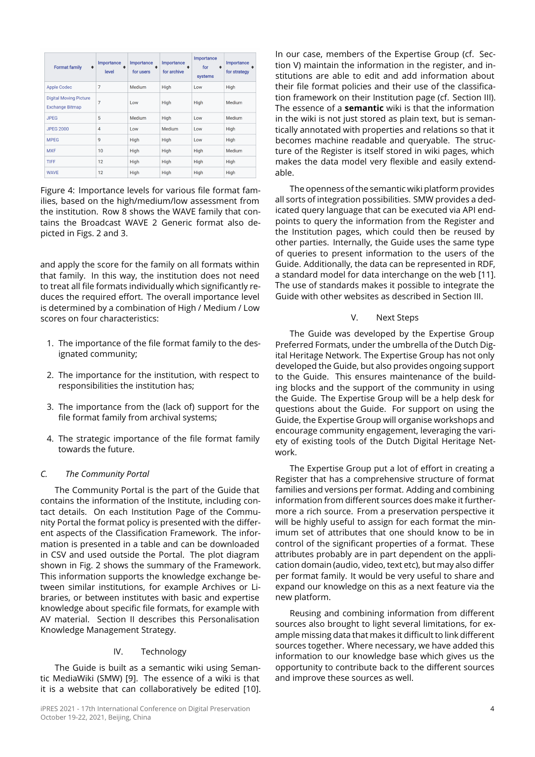| Format family | Importance level | Importance for users | Importance for archive | Importance for systems | Importance for strategy |
|---|---|---|---|---|---|
| Apple Codec | 7 | Medium | High | Low | High |
| Digital Moving Picture Exchange Bitmap | 7 | Low | High | High | Medium |
| JPEG | 5 | Medium | High | Low | Medium |
| JPEG 2000 | 4 | Low | Medium | Low | High |
| MPEG | 9 | High | High | Low | High |
| MXF | 10 | High | High | High | Medium |
| TIFF | 12 | High | High | High | High |
| WAVE | 12 | High | High | High | High |

Figure 4: Importance levels for various file format families, based on the high/medium/low assessment from the institution. Row 8 shows the WAVE family that contains the Broadcast WAVE 2 Generic format also depicted in Figs. 2 and 3.

and apply the score for the family on all formats within that family. In this way, the institution does not need to treat all file formats individually which significantly reduces the required effort. The overall importance level is determined by a combination of High / Medium / Low scores on four characteristics:

1. The importance of the file format family to the designated community;
2. The importance for the institution, with respect to responsibilities the institution has;
3. The importance from the (lack of) support for the file format family from archival systems;
4. The strategic importance of the file format family towards the future.

### C. *The Community Portal*

The Community Portal is the part of the Guide that contains the information of the Institute, including contact details. On each Institution Page of the Community Portal the format policy is presented with the different aspects of the Classification Framework. The information is presented in a table and can be downloaded in CSV and used outside the Portal. The plot diagram shown in Fig. 2 shows the summary of the Framework. This information supports the knowledge exchange between similar institutions, for example Archives or Libraries, or between institutes with basic and expertise knowledge about specific file formats, for example with AV material. Section II describes this Personalisation Knowledge Management Strategy.

## IV. Technology

The Guide is built as a semantic wiki using Semantic MediaWiki (SMW) [9]. The essence of a wiki is that it is a website that can collaboratively be edited [10]. In our case, members of the Expertise Group (cf. Section V) maintain the information in the register, and institutions are able to edit and add information about their file format policies and their use of the classification framework on their Institution page (cf. Section III). The essence of a **semantic** wiki is that the information in the wiki is not just stored as plain text, but is semantically annotated with properties and relations so that it becomes machine readable and queryable. The structure of the Register is itself stored in wiki pages, which makes the data model very flexible and easily extendable.

The openness of the semantic wiki platform provides all sorts of integration possibilities. SMW provides a dedicated query language that can be executed via API endpoints to query the information from the Register and the Institution pages, which could then be reused by other parties. Internally, the Guide uses the same type of queries to present information to the users of the Guide. Additionally, the data can be represented in RDF, a standard model for data interchange on the web [11]. The use of standards makes it possible to integrate the Guide with other websites as described in Section III.

## V. Next Steps

The Guide was developed by the Expertise Group Preferred Formats, under the umbrella of the Dutch Digital Heritage Network. The Expertise Group has not only developed the Guide, but also provides ongoing support to the Guide. This ensures maintenance of the building blocks and the support of the community in using the Guide. The Expertise Group will be a help desk for questions about the Guide. For support on using the Guide, the Expertise Group will organise workshops and encourage community engagement, leveraging the variety of existing tools of the Dutch Digital Heritage Network.

The Expertise Group put a lot of effort in creating a Register that has a comprehensive structure of format families and versions per format. Adding and combining information from different sources does make it furthermore a rich source. From a preservation perspective it will be highly useful to assign for each format the minimum set of attributes that one should know to be in control of the significant properties of a format. These attributes probably are in part dependent on the application domain (audio, video, text etc), but may also differ per format family. It would be very useful to share and expand our knowledge on this as a next feature via the new platform.

Reusing and combining information from different sources also brought to light several limitations, for example missing data that makes it difficult to link different sources together. Where necessary, we have added this information to our knowledge base which gives us the opportunity to contribute back to the different sources and improve these sources as well.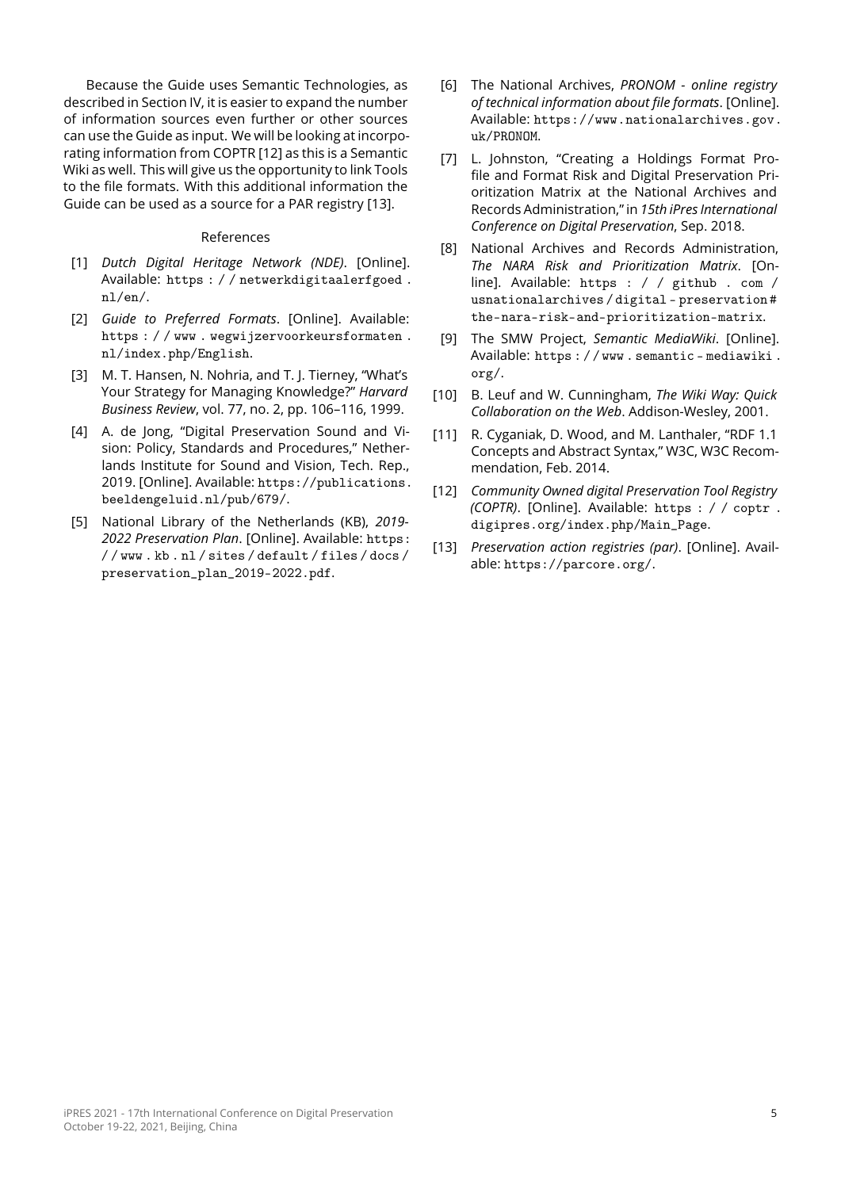Because the Guide uses Semantic Technologies, as described in Section IV, it is easier to expand the number of information sources even further or other sources can use the Guide as input. We will be looking at incorporating information from COPTR [12] as this is a Semantic Wiki as well. This will give us the opportunity to link Tools to the file formats. With this additional information the Guide can be used as a source for a PAR registry [13].

## References

[1] *Dutch Digital Heritage Network (NDE)*. [Online]. Available: https://netwerkdigitaalerfgoed.nl/en/.

[2] *Guide to Preferred Formats*. [Online]. Available: https://www.wegwijzervoorkeursformaten.nl/index.php/English.

[3] M. T. Hansen, N. Nohria, and T. J. Tierney, "What's Your Strategy for Managing Knowledge?" *Harvard Business Review*, vol. 77, no. 2, pp. 106–116, 1999.

[4] A. de Jong, "Digital Preservation Sound and Vision: Policy, Standards and Procedures," Netherlands Institute for Sound and Vision, Tech. Rep., 2019. [Online]. Available: https://publications.beeldengeluid.nl/pub/679/.

[5] National Library of the Netherlands (KB), *2019-2022 Preservation Plan*. [Online]. Available: https://www.kb.nl/sites/default/files/docs/preservation_plan_2019-2022.pdf.

[6] The National Archives, *PRONOM - online registry of technical information about file formats*. [Online]. Available: https://www.nationalarchives.gov.uk/PRONOM.

[7] L. Johnston, "Creating a Holdings Format Profile and Format Risk and Digital Preservation Prioritization Matrix at the National Archives and Records Administration," in *15th iPres International Conference on Digital Preservation*, Sep. 2018.

[8] National Archives and Records Administration, *The NARA Risk and Prioritization Matrix*. [Online]. Available: https://github.com/usnationalarchives/digital-preservation#the-nara-risk-and-prioritization-matrix.

[9] The SMW Project, *Semantic MediaWiki*. [Online]. Available: https://www.semantic-mediawiki.org/.

[10] B. Leuf and W. Cunningham, *The Wiki Way: Quick Collaboration on the Web*. Addison-Wesley, 2001.

[11] R. Cyganiak, D. Wood, and M. Lanthaler, "RDF 1.1 Concepts and Abstract Syntax," W3C, W3C Recommendation, Feb. 2014.

[12] *Community Owned digital Preservation Tool Registry (COPTR)*. [Online]. Available: https://coptr.digipres.org/index.php/Main_Page.

[13] *Preservation action registries (par)*. [Online]. Available: https://parcore.org/.